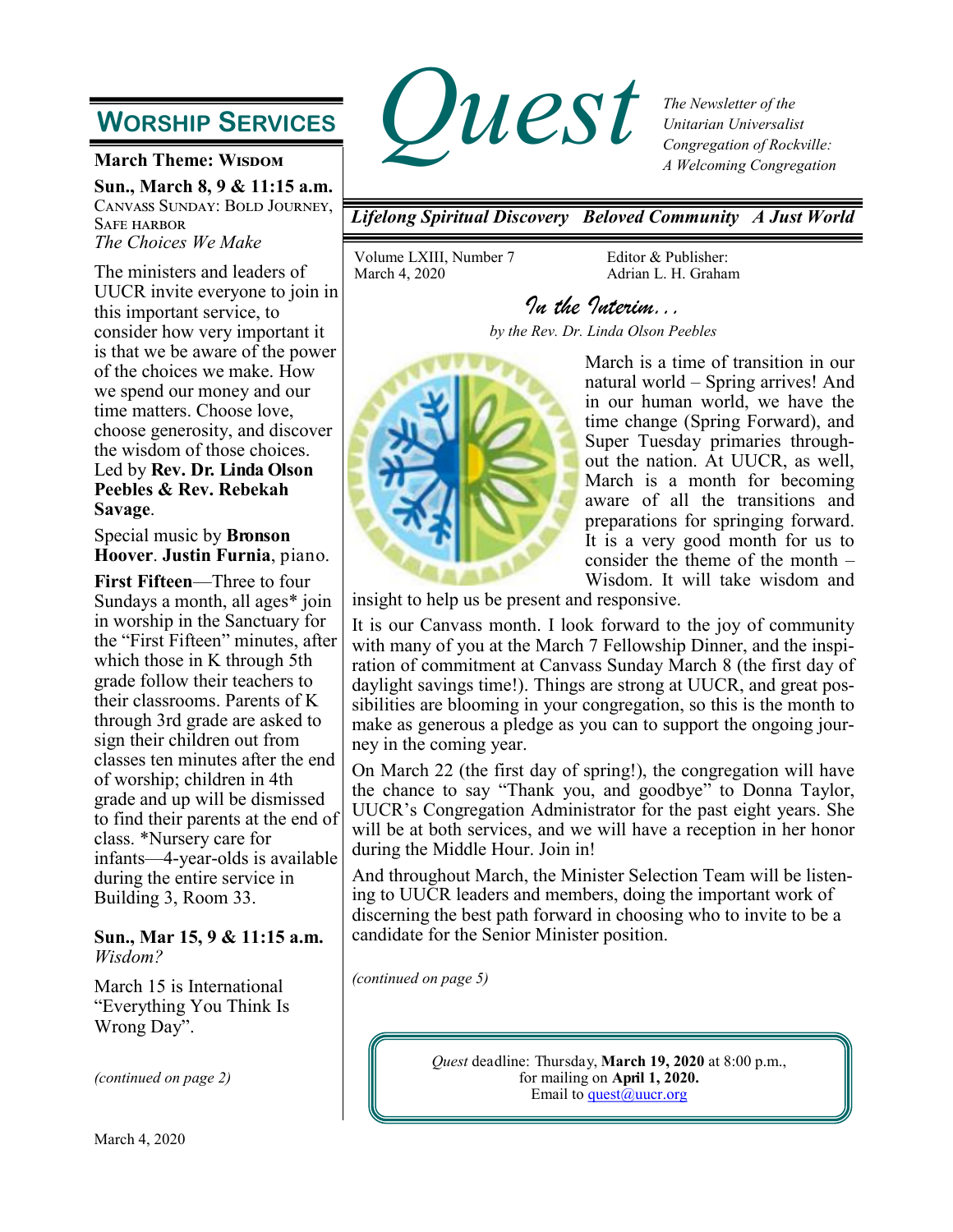# Quest

*The Newsletter of the Unitarian Universalist Congregation of Rockville: A Welcoming Congregation*

***Lifelong Spiritual Discovery   Beloved Community   A Just World***

Volume LXIII, Number 7
March 4, 2020

Editor & Publisher:
Adrian L. H. Graham

## Worship Services

**March Theme: Wisdom**

**Sun., March 8, 9 & 11:15 a.m.**
Canvass Sunday: Bold Journey, Safe harbor
*The Choices We Make*

The ministers and leaders of UUCR invite everyone to join in this important service, to consider how very important it is that we be aware of the power of the choices we make. How we spend our money and our time matters. Choose love, choose generosity, and discover the wisdom of those choices. Led by **Rev. Dr. Linda Olson Peebles & Rev. Rebekah Savage**.

Special music by **Bronson Hoover**. **Justin Furnia**, piano.

**First Fifteen**—Three to four Sundays a month, all ages* join in worship in the Sanctuary for the "First Fifteen" minutes, after which those in K through 5th grade follow their teachers to their classrooms. Parents of K through 3rd grade are asked to sign their children out from classes ten minutes after the end of worship; children in 4th grade and up will be dismissed to find their parents at the end of class. *Nursery care for infants—4-year-olds is available during the entire service in Building 3, Room 33.

**Sun., Mar 15, 9 & 11:15 a.m.**
*Wisdom?*

March 15 is International "Everything You Think Is Wrong Day".

*(continued on page 2)*

## *In the Interim...*

*by the Rev. Dr. Linda Olson Peebles*

March is a time of transition in our natural world – Spring arrives! And in our human world, we have the time change (Spring Forward), and Super Tuesday primaries throughout the nation. At UUCR, as well, March is a month for becoming aware of all the transitions and preparations for springing forward. It is a very good month for us to consider the theme of the month – Wisdom. It will take wisdom and insight to help us be present and responsive.

It is our Canvass month. I look forward to the joy of community with many of you at the March 7 Fellowship Dinner, and the inspiration of commitment at Canvass Sunday March 8 (the first day of daylight savings time!). Things are strong at UUCR, and great possibilities are blooming in your congregation, so this is the month to make as generous a pledge as you can to support the ongoing journey in the coming year.

On March 22 (the first day of spring!), the congregation will have the chance to say "Thank you, and goodbye" to Donna Taylor, UUCR's Congregation Administrator for the past eight years. She will be at both services, and we will have a reception in her honor during the Middle Hour. Join in!

And throughout March, the Minister Selection Team will be listening to UUCR leaders and members, doing the important work of discerning the best path forward in choosing who to invite to be a candidate for the Senior Minister position.

*(continued on page 5)*

*Quest* deadline: Thursday, **March 19, 2020** at 8:00 p.m., for mailing on **April 1, 2020.**
Email to quest@uucr.org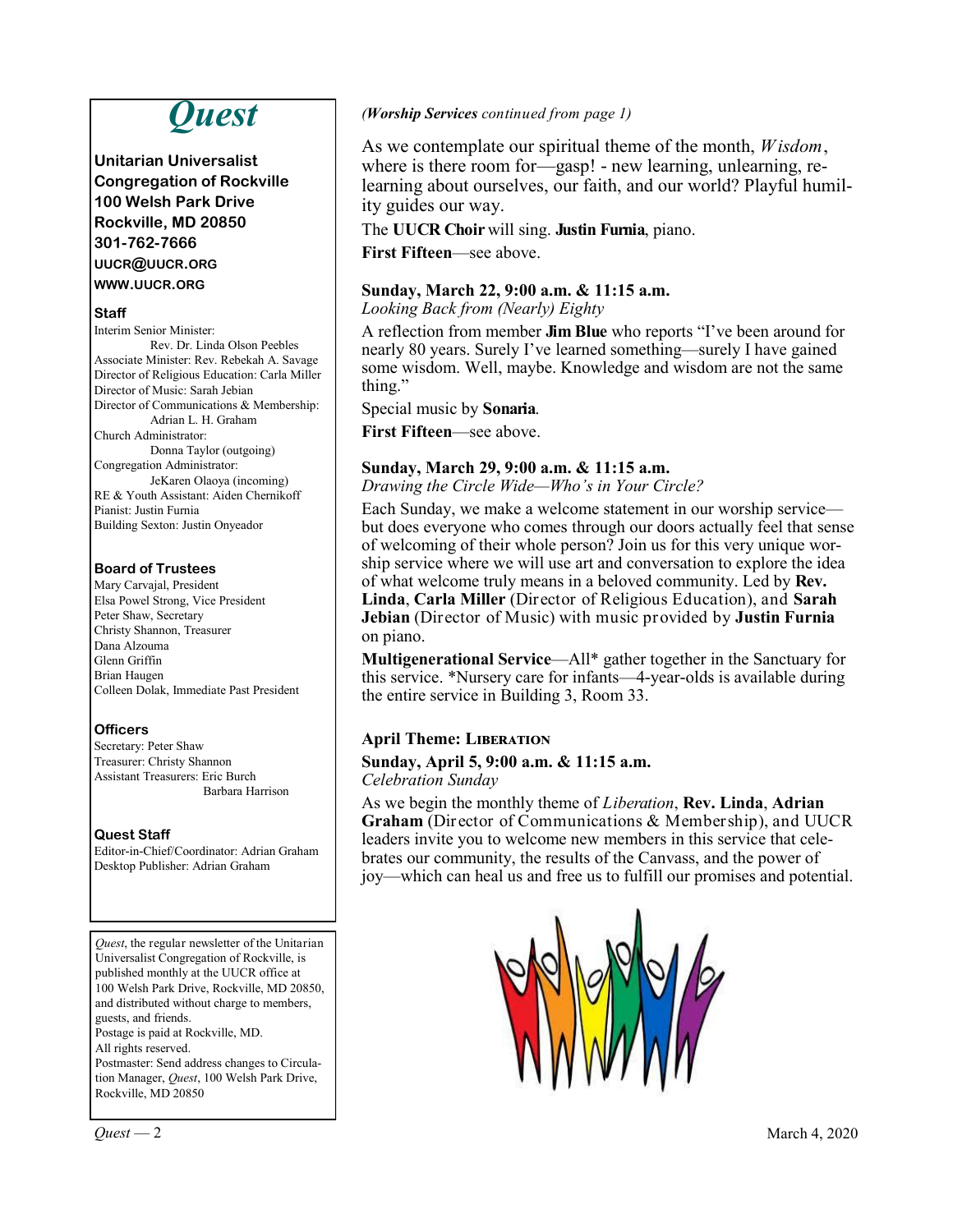# *Quest*

**Unitarian Universalist Congregation of Rockville**
**100 Welsh Park Drive**
**Rockville, MD 20850**
**301-762-7666**
**UUCR@UUCR.ORG**
**WWW.UUCR.ORG**

### Staff

Interim Senior Minister: Rev. Dr. Linda Olson Peebles
Associate Minister: Rev. Rebekah A. Savage
Director of Religious Education: Carla Miller
Director of Music: Sarah Jebian
Director of Communications & Membership: Adrian L. H. Graham
Church Administrator: Donna Taylor (outgoing)
Congregation Administrator: JeKaren Olaoya (incoming)
RE & Youth Assistant: Aiden Chernikoff
Pianist: Justin Furnia
Building Sexton: Justin Onyeador

### Board of Trustees

Mary Carvajal, President
Elsa Powel Strong, Vice President
Peter Shaw, Secretary
Christy Shannon, Treasurer
Dana Alzouma
Glenn Griffin
Brian Haugen
Colleen Dolak, Immediate Past President

### Officers

Secretary: Peter Shaw
Treasurer: Christy Shannon
Assistant Treasurers: Eric Burch, Barbara Harrison

### Quest Staff

Editor-in-Chief/Coordinator: Adrian Graham
Desktop Publisher: Adrian Graham

*Quest*, the regular newsletter of the Unitarian Universalist Congregation of Rockville, is published monthly at the UUCR office at 100 Welsh Park Drive, Rockville, MD 20850, and distributed without charge to members, guests, and friends.
Postage is paid at Rockville, MD.
All rights reserved.
Postmaster: Send address changes to Circulation Manager, *Quest*, 100 Welsh Park Drive, Rockville, MD 20850

*(**Worship Services** continued from page 1)*

As we contemplate our spiritual theme of the month, *Wisdom*, where is there room for—gasp! - new learning, unlearning, re-learning about ourselves, our faith, and our world? Playful humility guides our way.

The **UUCR Choir** will sing. **Justin Furnia**, piano.

**First Fifteen**—see above.

**Sunday, March 22, 9:00 a.m. & 11:15 a.m.**
*Looking Back from (Nearly) Eighty*

A reflection from member **Jim Blue** who reports "I've been around for nearly 80 years. Surely I've learned something—surely I have gained some wisdom. Well, maybe. Knowledge and wisdom are not the same thing."

Special music by **Sonaria**.

**First Fifteen**—see above.

**Sunday, March 29, 9:00 a.m. & 11:15 a.m.**
*Drawing the Circle Wide—Who's in Your Circle?*

Each Sunday, we make a welcome statement in our worship service—but does everyone who comes through our doors actually feel that sense of welcoming of their whole person? Join us for this very unique worship service where we will use art and conversation to explore the idea of what welcome truly means in a beloved community. Led by **Rev. Linda**, **Carla Miller** (Director of Religious Education), and **Sarah Jebian** (Director of Music) with music provided by **Justin Furnia** on piano.

**Multigenerational Service**—All* gather together in the Sanctuary for this service. *Nursery care for infants—4-year-olds is available during the entire service in Building 3, Room 33.

### April Theme: Liberation

**Sunday, April 5, 9:00 a.m. & 11:15 a.m.**
*Celebration Sunday*

As we begin the monthly theme of *Liberation*, **Rev. Linda**, **Adrian Graham** (Director of Communications & Membership), and UUCR leaders invite you to welcome new members in this service that celebrates our community, the results of the Canvass, and the power of joy—which can heal us and free us to fulfill our promises and potential.

March 4, 2020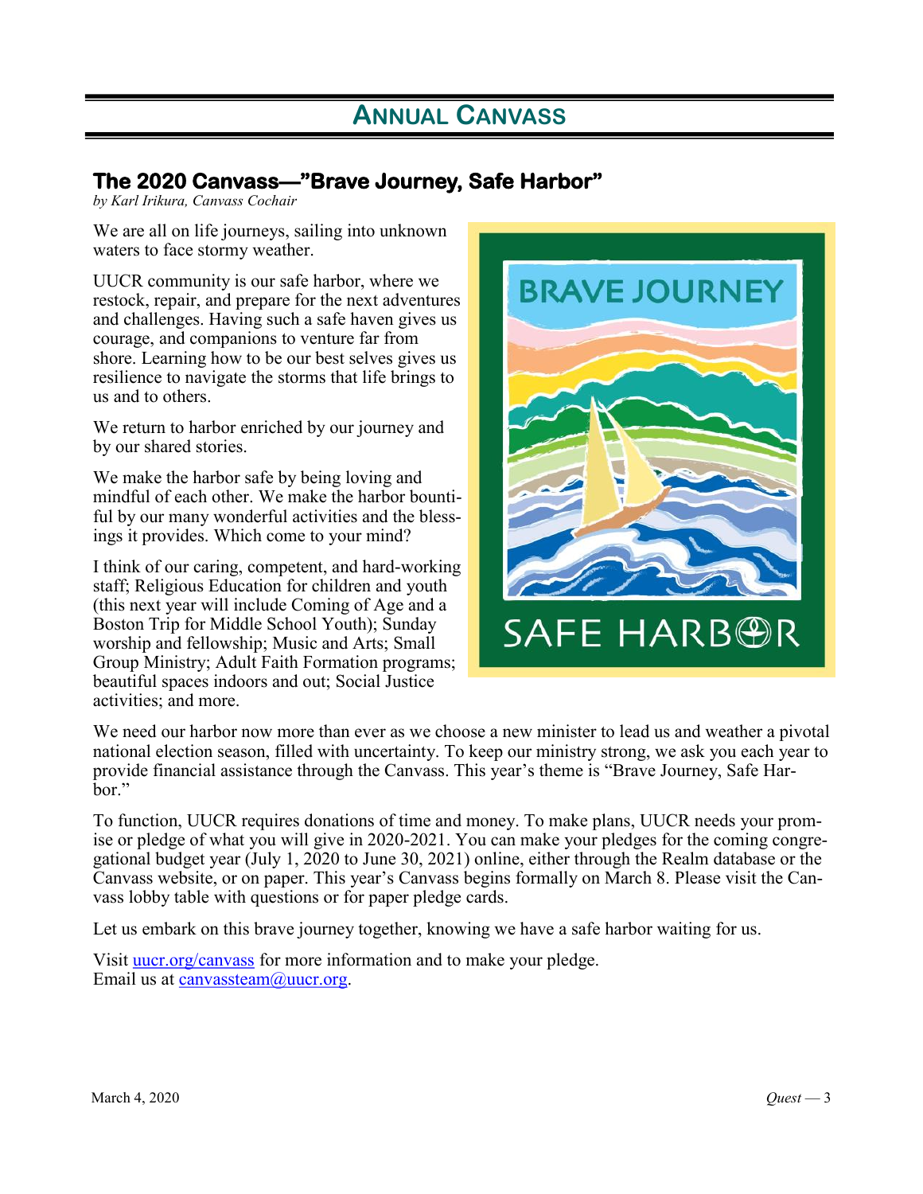# Annual Canvass

## The 2020 Canvass—"Brave Journey, Safe Harbor"

*by Karl Irikura, Canvass Cochair*

We are all on life journeys, sailing into unknown waters to face stormy weather.

UUCR community is our safe harbor, where we restock, repair, and prepare for the next adventures and challenges. Having such a safe haven gives us courage, and companions to venture far from shore. Learning how to be our best selves gives us resilience to navigate the storms that life brings to us and to others.

We return to harbor enriched by our journey and by our shared stories.

We make the harbor safe by being loving and mindful of each other. We make the harbor bountiful by our many wonderful activities and the blessings it provides. Which come to your mind?

I think of our caring, competent, and hard-working staff; Religious Education for children and youth (this next year will include Coming of Age and a Boston Trip for Middle School Youth); Sunday worship and fellowship; Music and Arts; Small Group Ministry; Adult Faith Formation programs; beautiful spaces indoors and out; Social Justice activities; and more.

We need our harbor now more than ever as we choose a new minister to lead us and weather a pivotal national election season, filled with uncertainty. To keep our ministry strong, we ask you each year to provide financial assistance through the Canvass. This year's theme is "Brave Journey, Safe Harbor."

To function, UUCR requires donations of time and money. To make plans, UUCR needs your promise or pledge of what you will give in 2020-2021. You can make your pledges for the coming congregational budget year (July 1, 2020 to June 30, 2021) online, either through the Realm database or the Canvass website, or on paper. This year's Canvass begins formally on March 8. Please visit the Canvass lobby table with questions or for paper pledge cards.

Let us embark on this brave journey together, knowing we have a safe harbor waiting for us.

Visit [uucr.org/canvass](uucr.org/canvass) for more information and to make your pledge.
Email us at [canvassteam@uucr.org](mailto:canvassteam@uucr.org).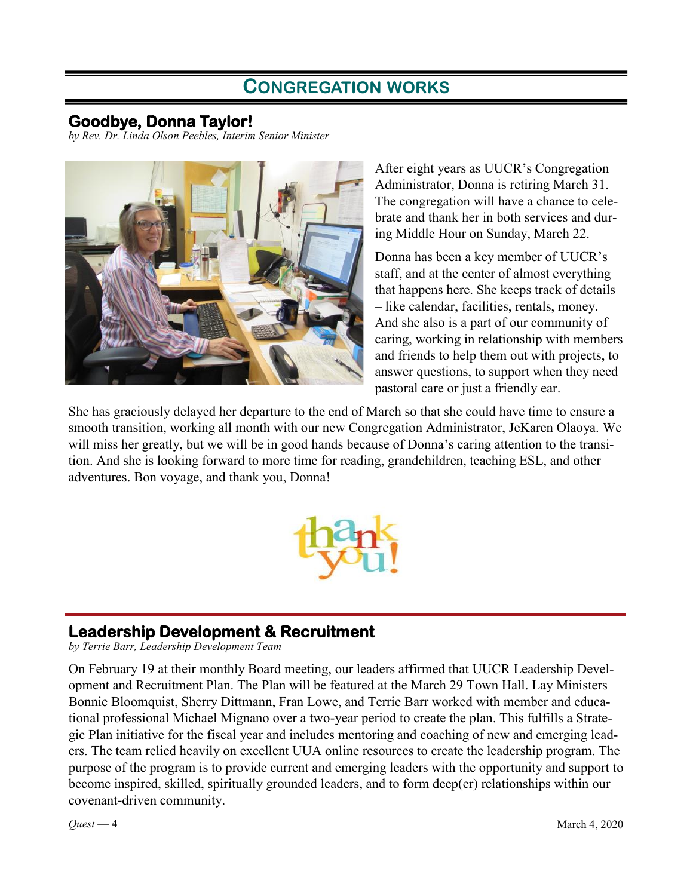# CONGREGATION WORKS

## Goodbye, Donna Taylor!

*by Rev. Dr. Linda Olson Peebles, Interim Senior Minister*

After eight years as UUCR's Congregation Administrator, Donna is retiring March 31. The congregation will have a chance to celebrate and thank her in both services and during Middle Hour on Sunday, March 22.

Donna has been a key member of UUCR's staff, and at the center of almost everything that happens here. She keeps track of details – like calendar, facilities, rentals, money. And she also is a part of our community of caring, working in relationship with members and friends to help them out with projects, to answer questions, to support when they need pastoral care or just a friendly ear.

She has graciously delayed her departure to the end of March so that she could have time to ensure a smooth transition, working all month with our new Congregation Administrator, JeKaren Olaoya. We will miss her greatly, but we will be in good hands because of Donna's caring attention to the transition. And she is looking forward to more time for reading, grandchildren, teaching ESL, and other adventures. Bon voyage, and thank you, Donna!

## Leadership Development & Recruitment

*by Terrie Barr, Leadership Development Team*

On February 19 at their monthly Board meeting, our leaders affirmed that UUCR Leadership Development and Recruitment Plan. The Plan will be featured at the March 29 Town Hall. Lay Ministers Bonnie Bloomquist, Sherry Dittmann, Fran Lowe, and Terrie Barr worked with member and educational professional Michael Mignano over a two-year period to create the plan. This fulfills a Strategic Plan initiative for the fiscal year and includes mentoring and coaching of new and emerging leaders. The team relied heavily on excellent UUA online resources to create the leadership program. The purpose of the program is to provide current and emerging leaders with the opportunity and support to become inspired, skilled, spiritually grounded leaders, and to form deep(er) relationships within our covenant-driven community.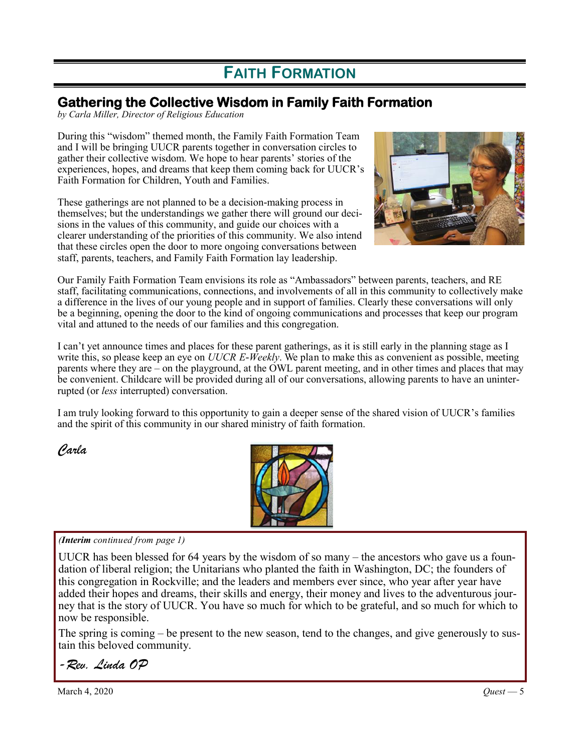# FAITH FORMATION

## Gathering the Collective Wisdom in Family Faith Formation

*by Carla Miller, Director of Religious Education*

During this "wisdom" themed month, the Family Faith Formation Team and I will be bringing UUCR parents together in conversation circles to gather their collective wisdom. We hope to hear parents' stories of the experiences, hopes, and dreams that keep them coming back for UUCR's Faith Formation for Children, Youth and Families.

These gatherings are not planned to be a decision-making process in themselves; but the understandings we gather there will ground our decisions in the values of this community, and guide our choices with a clearer understanding of the priorities of this community. We also intend that these circles open the door to more ongoing conversations between staff, parents, teachers, and Family Faith Formation lay leadership.

Our Family Faith Formation Team envisions its role as "Ambassadors" between parents, teachers, and RE staff, facilitating communications, connections, and involvements of all in this community to collectively make a difference in the lives of our young people and in support of families. Clearly these conversations will only be a beginning, opening the door to the kind of ongoing communications and processes that keep our program vital and attuned to the needs of our families and this congregation.

I can't yet announce times and places for these parent gatherings, as it is still early in the planning stage as I write this, so please keep an eye on *UUCR E-Weekly*. We plan to make this as convenient as possible, meeting parents where they are – on the playground, at the OWL parent meeting, and in other times and places that may be convenient. Childcare will be provided during all of our conversations, allowing parents to have an uninterrupted (or *less* interrupted) conversation.

I am truly looking forward to this opportunity to gain a deeper sense of the shared vision of UUCR's families and the spirit of this community in our shared ministry of faith formation.

*Carla*

*(**Interim** continued from page 1)*

UUCR has been blessed for 64 years by the wisdom of so many – the ancestors who gave us a foundation of liberal religion; the Unitarians who planted the faith in Washington, DC; the founders of this congregation in Rockville; and the leaders and members ever since, who year after year have added their hopes and dreams, their skills and energy, their money and lives to the adventurous journey that is the story of UUCR. You have so much for which to be grateful, and so much for which to now be responsible.

The spring is coming – be present to the new season, tend to the changes, and give generously to sustain this beloved community.

*-Rev. Linda OP*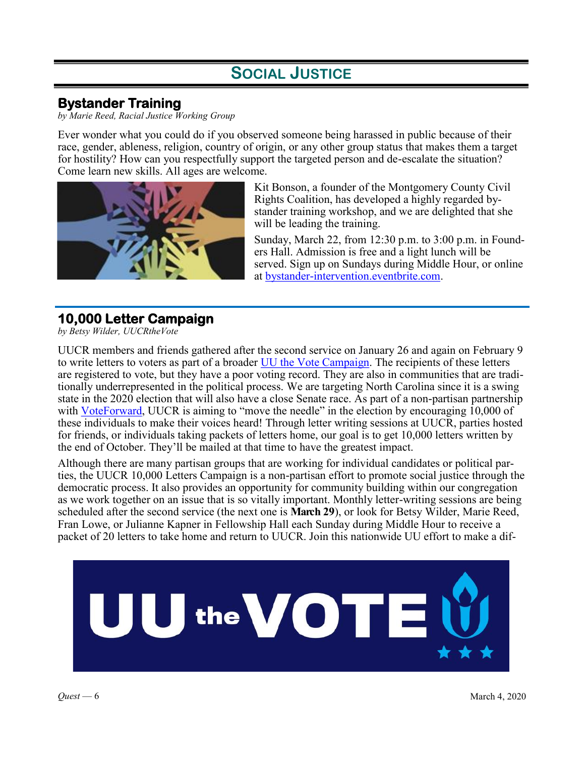# Social Justice

## Bystander Training

*by Marie Reed, Racial Justice Working Group*

Ever wonder what you could do if you observed someone being harassed in public because of their race, gender, ableness, religion, country of origin, or any other group status that makes them a target for hostility? How can you respectfully support the targeted person and de-escalate the situation? Come learn new skills. All ages are welcome.

Kit Bonson, a founder of the Montgomery County Civil Rights Coalition, has developed a highly regarded bystander training workshop, and we are delighted that she will be leading the training.

Sunday, March 22, from 12:30 p.m. to 3:00 p.m. in Founders Hall. Admission is free and a light lunch will be served. Sign up on Sundays during Middle Hour, or online at bystander-intervention.eventbrite.com.

## 10,000 Letter Campaign

*by Betsy Wilder, UUCRtheVote*

UUCR members and friends gathered after the second service on January 26 and again on February 9 to write letters to voters as part of a broader UU the Vote Campaign. The recipients of these letters are registered to vote, but they have a poor voting record. They are also in communities that are traditionally underrepresented in the political process. We are targeting North Carolina since it is a swing state in the 2020 election that will also have a close Senate race. As part of a non-partisan partnership with VoteForward, UUCR is aiming to "move the needle" in the election by encouraging 10,000 of these individuals to make their voices heard! Through letter writing sessions at UUCR, parties hosted for friends, or individuals taking packets of letters home, our goal is to get 10,000 letters written by the end of October. They'll be mailed at that time to have the greatest impact.

Although there are many partisan groups that are working for individual candidates or political parties, the UUCR 10,000 Letters Campaign is a non-partisan effort to promote social justice through the democratic process. It also provides an opportunity for community building within our congregation as we work together on an issue that is so vitally important. Monthly letter-writing sessions are being scheduled after the second service (the next one is **March 29**), or look for Betsy Wilder, Marie Reed, Fran Lowe, or Julianne Kapner in Fellowship Hall each Sunday during Middle Hour to receive a packet of 20 letters to take home and return to UUCR. Join this nationwide UU effort to make a dif-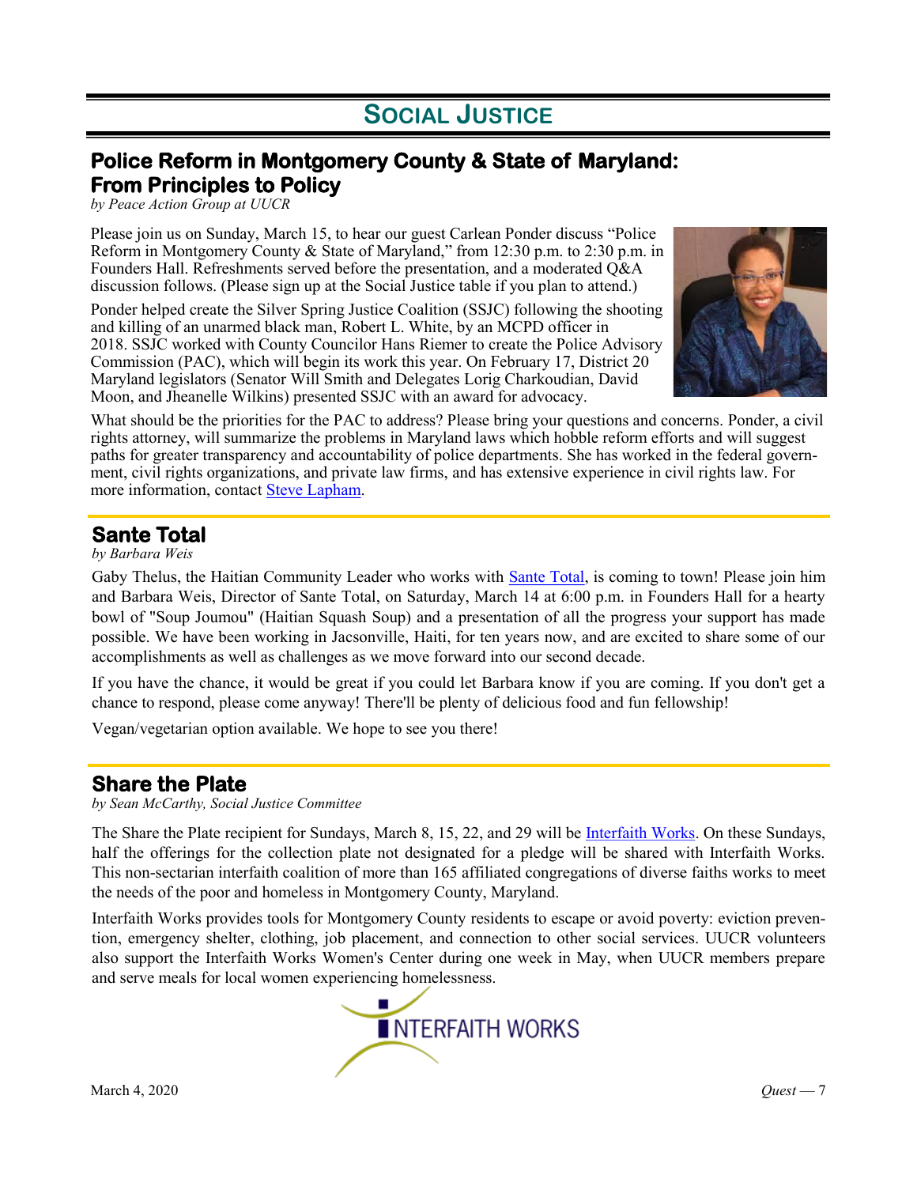# Social Justice

## Police Reform in Montgomery County & State of Maryland: From Principles to Policy

*by Peace Action Group at UUCR*

Please join us on Sunday, March 15, to hear our guest Carlean Ponder discuss "Police Reform in Montgomery County & State of Maryland," from 12:30 p.m. to 2:30 p.m. in Founders Hall. Refreshments served before the presentation, and a moderated Q&A discussion follows. (Please sign up at the Social Justice table if you plan to attend.)

Ponder helped create the Silver Spring Justice Coalition (SSJC) following the shooting and killing of an unarmed black man, Robert L. White, by an MCPD officer in 2018. SSJC worked with County Councilor Hans Riemer to create the Police Advisory Commission (PAC), which will begin its work this year. On February 17, District 20 Maryland legislators (Senator Will Smith and Delegates Lorig Charkoudian, David Moon, and Jheanelle Wilkins) presented SSJC with an award for advocacy.

What should be the priorities for the PAC to address? Please bring your questions and concerns. Ponder, a civil rights attorney, will summarize the problems in Maryland laws which hobble reform efforts and will suggest paths for greater transparency and accountability of police departments. She has worked in the federal government, civil rights organizations, and private law firms, and has extensive experience in civil rights law. For more information, contact Steve Lapham.

## Sante Total

*by Barbara Weis*

Gaby Thelus, the Haitian Community Leader who works with Sante Total, is coming to town! Please join him and Barbara Weis, Director of Sante Total, on Saturday, March 14 at 6:00 p.m. in Founders Hall for a hearty bowl of "Soup Joumou" (Haitian Squash Soup) and a presentation of all the progress your support has made possible. We have been working in Jacsonville, Haiti, for ten years now, and are excited to share some of our accomplishments as well as challenges as we move forward into our second decade.

If you have the chance, it would be great if you could let Barbara know if you are coming. If you don't get a chance to respond, please come anyway! There'll be plenty of delicious food and fun fellowship!

Vegan/vegetarian option available. We hope to see you there!

## Share the Plate

*by Sean McCarthy, Social Justice Committee*

The Share the Plate recipient for Sundays, March 8, 15, 22, and 29 will be Interfaith Works. On these Sundays, half the offerings for the collection plate not designated for a pledge will be shared with Interfaith Works. This non-sectarian interfaith coalition of more than 165 affiliated congregations of diverse faiths works to meet the needs of the poor and homeless in Montgomery County, Maryland.

Interfaith Works provides tools for Montgomery County residents to escape or avoid poverty: eviction prevention, emergency shelter, clothing, job placement, and connection to other social services. UUCR volunteers also support the Interfaith Works Women's Center during one week in May, when UUCR members prepare and serve meals for local women experiencing homelessness.

INTERFAITH WORKS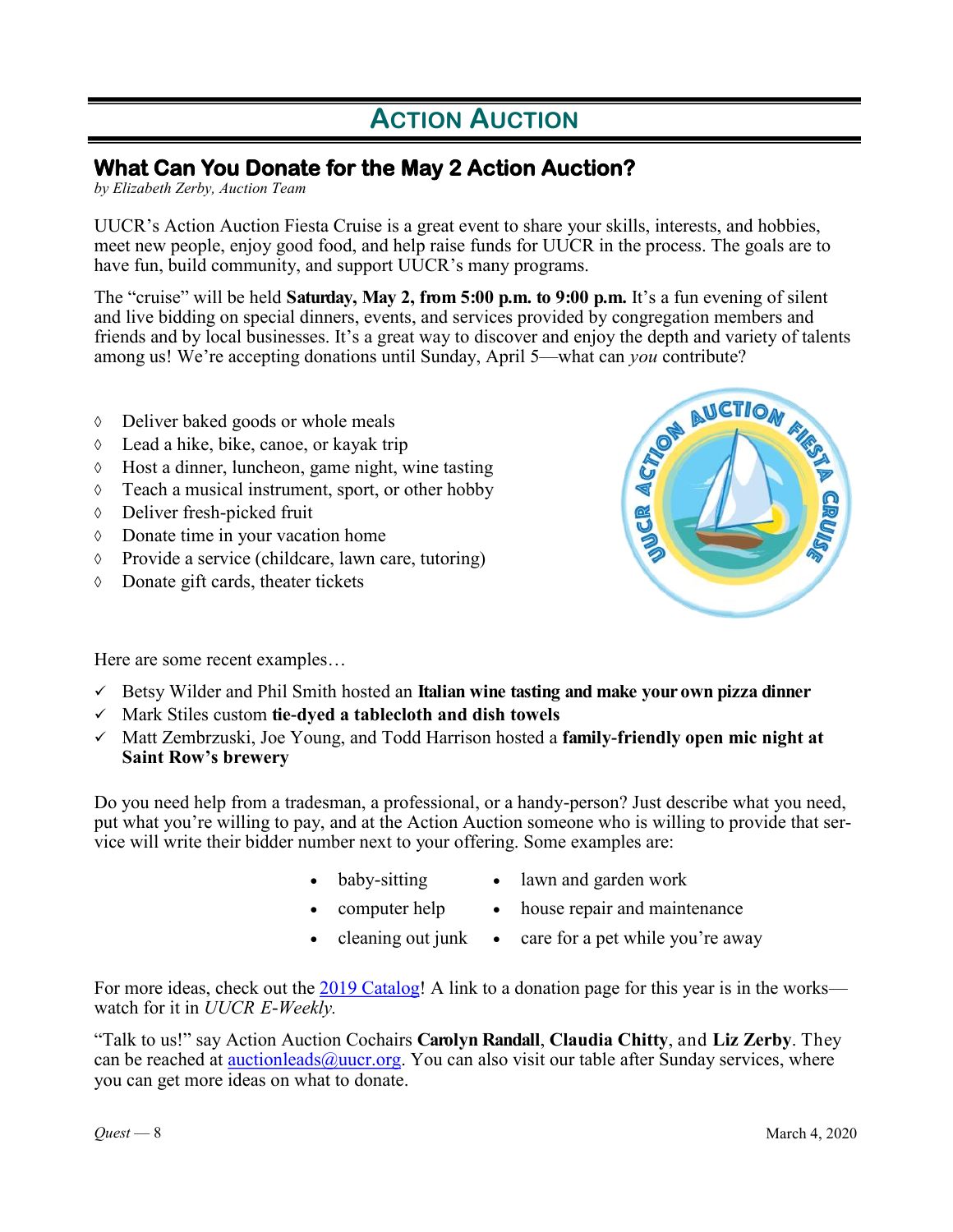# Action Auction

## What Can You Donate for the May 2 Action Auction?

*by Elizabeth Zerby, Auction Team*

UUCR's Action Auction Fiesta Cruise is a great event to share your skills, interests, and hobbies, meet new people, enjoy good food, and help raise funds for UUCR in the process. The goals are to have fun, build community, and support UUCR's many programs.

The "cruise" will be held **Saturday, May 2, from 5:00 p.m. to 9:00 p.m.** It's a fun evening of silent and live bidding on special dinners, events, and services provided by congregation members and friends and by local businesses. It's a great way to discover and enjoy the depth and variety of talents among us! We're accepting donations until Sunday, April 5—what can *you* contribute?

- Deliver baked goods or whole meals
- Lead a hike, bike, canoe, or kayak trip
- Host a dinner, luncheon, game night, wine tasting
- Teach a musical instrument, sport, or other hobby
- Deliver fresh-picked fruit
- Donate time in your vacation home
- Provide a service (childcare, lawn care, tutoring)
- Donate gift cards, theater tickets

Here are some recent examples…

- ✓ Betsy Wilder and Phil Smith hosted an **Italian wine tasting and make your own pizza dinner**
- ✓ Mark Stiles custom **tie-dyed a tablecloth and dish towels**
- ✓ Matt Zembrzuski, Joe Young, and Todd Harrison hosted a **family-friendly open mic night at Saint Row's brewery**

Do you need help from a tradesman, a professional, or a handy-person? Just describe what you need, put what you're willing to pay, and at the Action Auction someone who is willing to provide that service will write their bidder number next to your offering. Some examples are:

- baby-sitting
- computer help
- cleaning out junk
- lawn and garden work
- house repair and maintenance
- care for a pet while you're away

For more ideas, check out the [2019 Catalog]! A link to a donation page for this year is in the works—watch for it in *UUCR E-Weekly.*

"Talk to us!" say Action Auction Cochairs **Carolyn Randall**, **Claudia Chitty**, and **Liz Zerby**. They can be reached at auctionleads@uucr.org. You can also visit our table after Sunday services, where you can get more ideas on what to donate.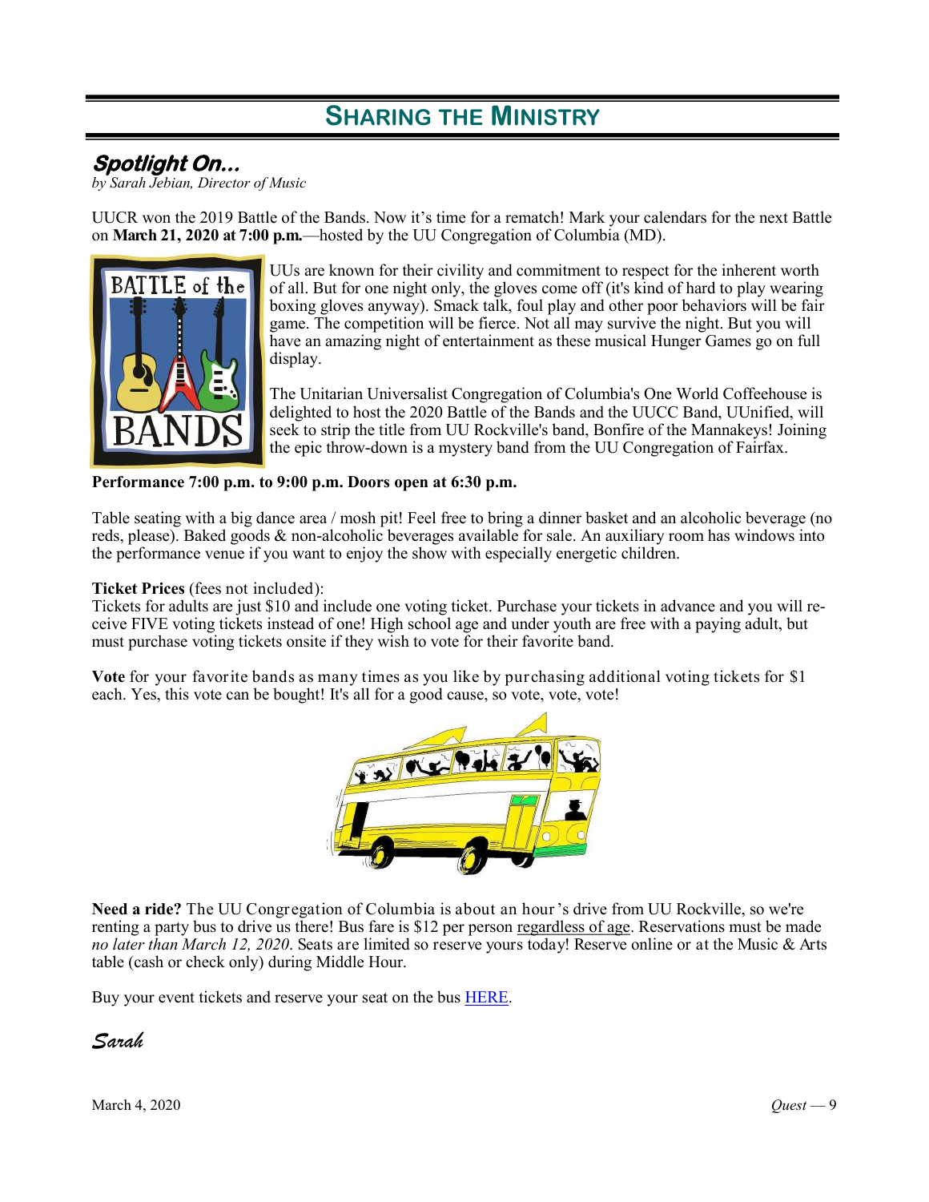# SHARING THE MINISTRY

## Spotlight On...

*by Sarah Jebian, Director of Music*

UUCR won the 2019 Battle of the Bands. Now it's time for a rematch! Mark your calendars for the next Battle on **March 21, 2020 at 7:00 p.m.**—hosted by the UU Congregation of Columbia (MD).

UUs are known for their civility and commitment to respect for the inherent worth of all. But for one night only, the gloves come off (it's kind of hard to play wearing boxing gloves anyway). Smack talk, foul play and other poor behaviors will be fair game. The competition will be fierce. Not all may survive the night. But you will have an amazing night of entertainment as these musical Hunger Games go on full display.

The Unitarian Universalist Congregation of Columbia's One World Coffeehouse is delighted to host the 2020 Battle of the Bands and the UUCC Band, UUnified, will seek to strip the title from UU Rockville's band, Bonfire of the Mannakeys! Joining the epic throw-down is a mystery band from the UU Congregation of Fairfax.

**Performance 7:00 p.m. to 9:00 p.m. Doors open at 6:30 p.m.**

Table seating with a big dance area / mosh pit! Feel free to bring a dinner basket and an alcoholic beverage (no reds, please). Baked goods & non-alcoholic beverages available for sale. An auxiliary room has windows into the performance venue if you want to enjoy the show with especially energetic children.

**Ticket Prices** (fees not included):
Tickets for adults are just $10 and include one voting ticket. Purchase your tickets in advance and you will receive FIVE voting tickets instead of one! High school age and under youth are free with a paying adult, but must purchase voting tickets onsite if they wish to vote for their favorite band.

**Vote** for your favorite bands as many times as you like by purchasing additional voting tickets for $1 each. Yes, this vote can be bought! It's all for a good cause, so vote, vote, vote!

**Need a ride?** The UU Congregation of Columbia is about an hour's drive from UU Rockville, so we're renting a party bus to drive us there! Bus fare is $12 per person regardless of age. Reservations must be made *no later than March 12, 2020*. Seats are limited so reserve yours today! Reserve online or at the Music & Arts table (cash or check only) during Middle Hour.

Buy your event tickets and reserve your seat on the bus HERE.

*Sarah*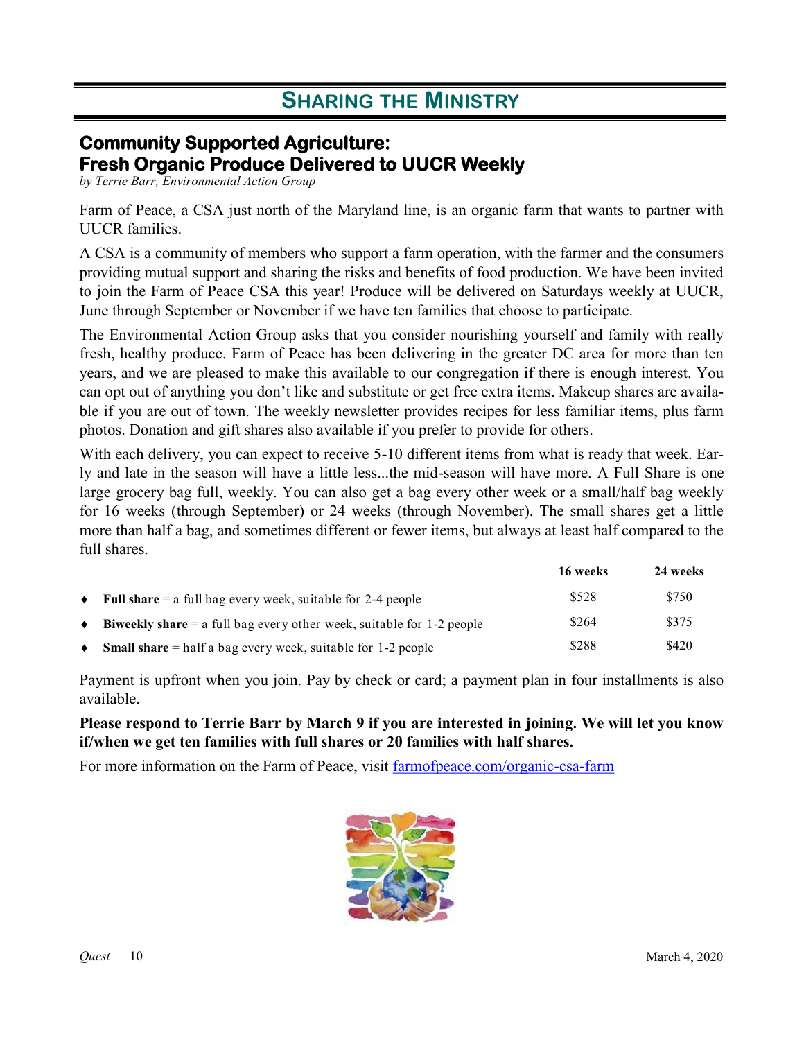# Sharing the Ministry

## Community Supported Agriculture: Fresh Organic Produce Delivered to UUCR Weekly

*by Terrie Barr, Environmental Action Group*

Farm of Peace, a CSA just north of the Maryland line, is an organic farm that wants to partner with UUCR families.

A CSA is a community of members who support a farm operation, with the farmer and the consumers providing mutual support and sharing the risks and benefits of food production. We have been invited to join the Farm of Peace CSA this year! Produce will be delivered on Saturdays weekly at UUCR, June through September or November if we have ten families that choose to participate.

The Environmental Action Group asks that you consider nourishing yourself and family with really fresh, healthy produce. Farm of Peace has been delivering in the greater DC area for more than ten years, and we are pleased to make this available to our congregation if there is enough interest. You can opt out of anything you don't like and substitute or get free extra items. Makeup shares are available if you are out of town. The weekly newsletter provides recipes for less familiar items, plus farm photos. Donation and gift shares also available if you prefer to provide for others.

With each delivery, you can expect to receive 5-10 different items from what is ready that week. Early and late in the season will have a little less...the mid-season will have more. A Full Share is one large grocery bag full, weekly. You can also get a bag every other week or a small/half bag weekly for 16 weeks (through September) or 24 weeks (through November). The small shares get a little more than half a bag, and sometimes different or fewer items, but always at least half compared to the full shares.

| | 16 weeks | 24 weeks |
|---|---|---|
| ♦ **Full share** = a full bag every week, suitable for 2-4 people | $528 | $750 |
| ♦ **Biweekly share** = a full bag every other week, suitable for 1-2 people | $264 | $375 |
| ♦ **Small share** = half a bag every week, suitable for 1-2 people | $288 | $420 |

Payment is upfront when you join. Pay by check or card; a payment plan in four installments is also available.

**Please respond to Terrie Barr by March 9 if you are interested in joining. We will let you know if/when we get ten families with full shares or 20 families with half shares.**

For more information on the Farm of Peace, visit [farmofpeace.com/organic-csa-farm](farmofpeace.com/organic-csa-farm)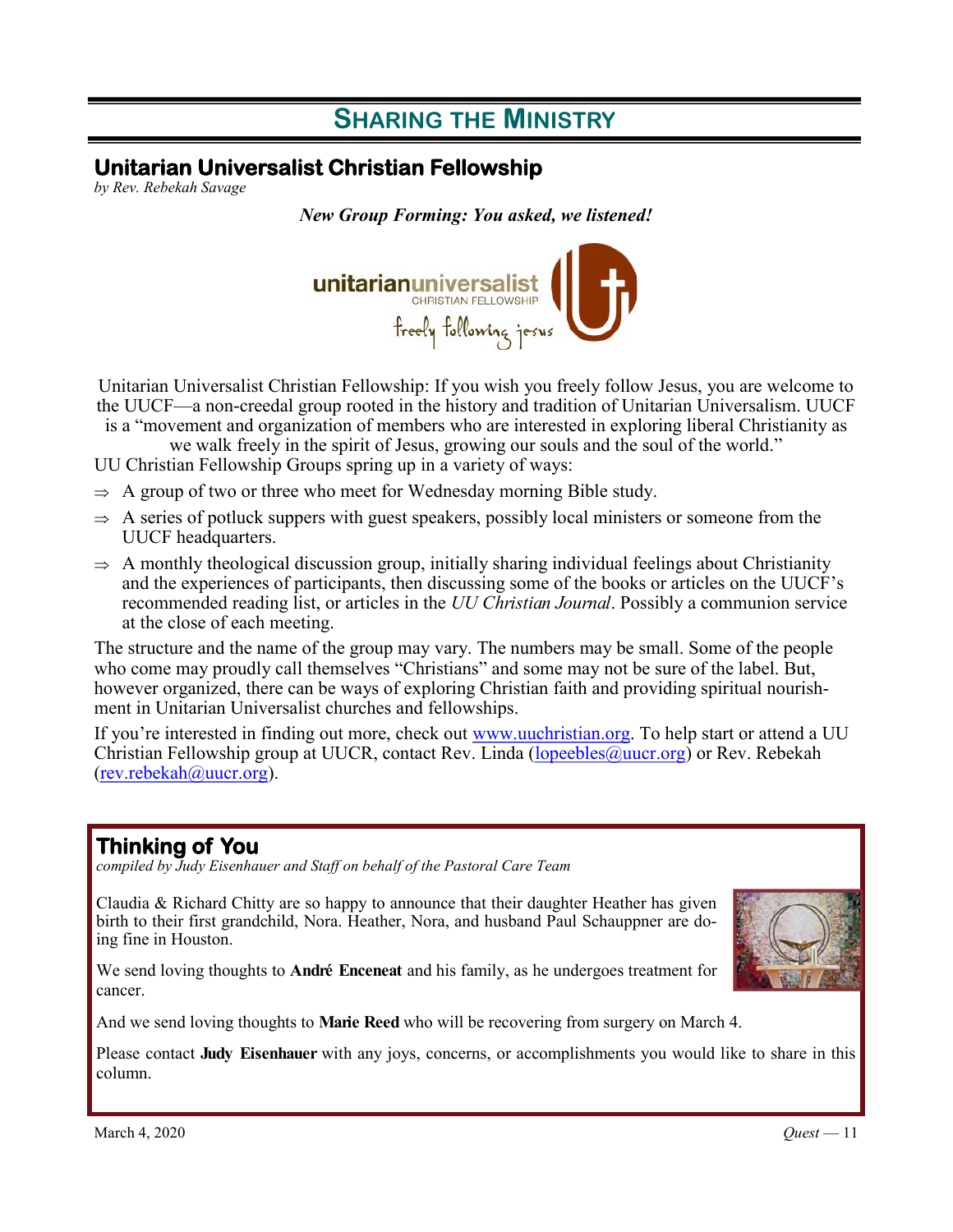# Sharing the Ministry

## Unitarian Universalist Christian Fellowship

*by Rev. Rebekah Savage*

***New Group Forming: You asked, we listened!***

Unitarian Universalist Christian Fellowship: If you wish you freely follow Jesus, you are welcome to the UUCF—a non-creedal group rooted in the history and tradition of Unitarian Universalism. UUCF is a "movement and organization of members who are interested in exploring liberal Christianity as we walk freely in the spirit of Jesus, growing our souls and the soul of the world."

UU Christian Fellowship Groups spring up in a variety of ways:

- ⇒ A group of two or three who meet for Wednesday morning Bible study.
- ⇒ A series of potluck suppers with guest speakers, possibly local ministers or someone from the UUCF headquarters.
- ⇒ A monthly theological discussion group, initially sharing individual feelings about Christianity and the experiences of participants, then discussing some of the books or articles on the UUCF's recommended reading list, or articles in the *UU Christian Journal*. Possibly a communion service at the close of each meeting.

The structure and the name of the group may vary. The numbers may be small. Some of the people who come may proudly call themselves "Christians" and some may not be sure of the label. But, however organized, there can be ways of exploring Christian faith and providing spiritual nourishment in Unitarian Universalist churches and fellowships.

If you're interested in finding out more, check out www.uuchristian.org. To help start or attend a UU Christian Fellowship group at UUCR, contact Rev. Linda (lopeebles@uucr.org) or Rev. Rebekah (rev.rebekah@uucr.org).

## Thinking of You

*compiled by Judy Eisenhauer and Staff on behalf of the Pastoral Care Team*

Claudia & Richard Chitty are so happy to announce that their daughter Heather has given birth to their first grandchild, Nora. Heather, Nora, and husband Paul Schauppner are doing fine in Houston.

We send loving thoughts to **André Enceneat** and his family, as he undergoes treatment for cancer.

And we send loving thoughts to **Marie Reed** who will be recovering from surgery on March 4.

Please contact **Judy Eisenhauer** with any joys, concerns, or accomplishments you would like to share in this column.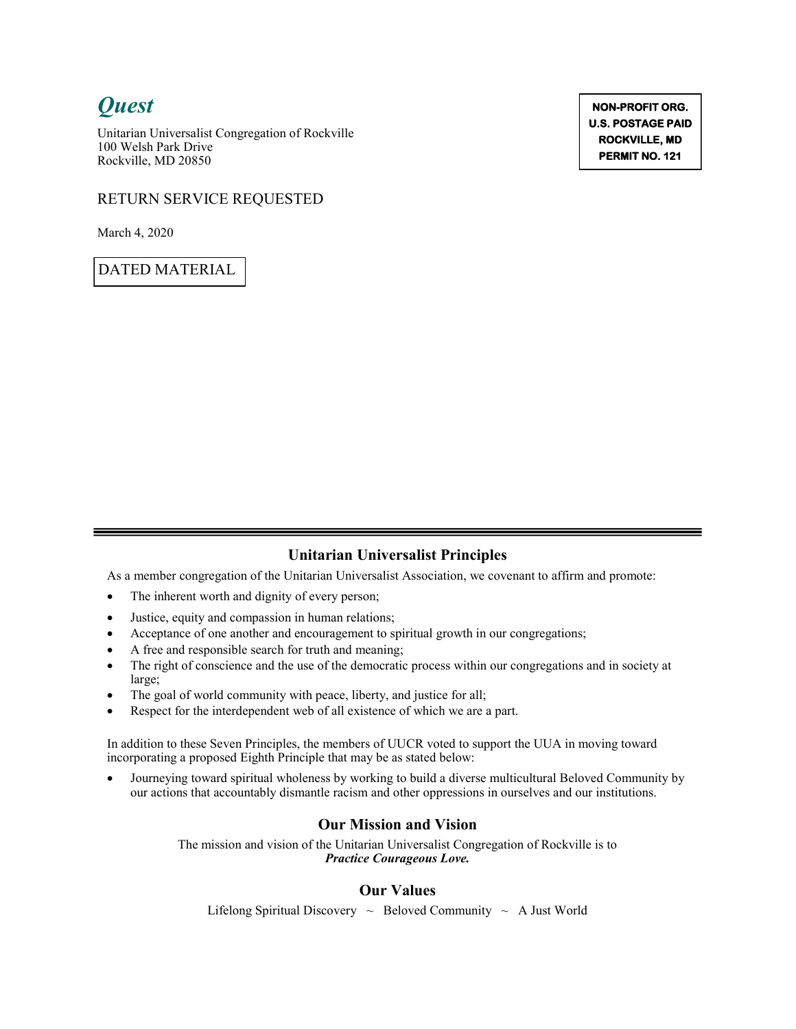# *Quest*

Unitarian Universalist Congregation of Rockville
100 Welsh Park Drive
Rockville, MD 20850

**NON-PROFIT ORG.**
**U.S. POSTAGE PAID**
**ROCKVILLE, MD**
**PERMIT NO. 121**

RETURN SERVICE REQUESTED

March 4, 2020

DATED MATERIAL

---

## Unitarian Universalist Principles

As a member congregation of the Unitarian Universalist Association, we covenant to affirm and promote:

- The inherent worth and dignity of every person;
- Justice, equity and compassion in human relations;
- Acceptance of one another and encouragement to spiritual growth in our congregations;
- A free and responsible search for truth and meaning;
- The right of conscience and the use of the democratic process within our congregations and in society at large;
- The goal of world community with peace, liberty, and justice for all;
- Respect for the interdependent web of all existence of which we are a part.

In addition to these Seven Principles, the members of UUCR voted to support the UUA in moving toward incorporating a proposed Eighth Principle that may be as stated below:

- Journeying toward spiritual wholeness by working to build a diverse multicultural Beloved Community by our actions that accountably dismantle racism and other oppressions in ourselves and our institutions.

## Our Mission and Vision

The mission and vision of the Unitarian Universalist Congregation of Rockville is to
***Practice Courageous Love.***

## Our Values

Lifelong Spiritual Discovery ~ Beloved Community ~ A Just World